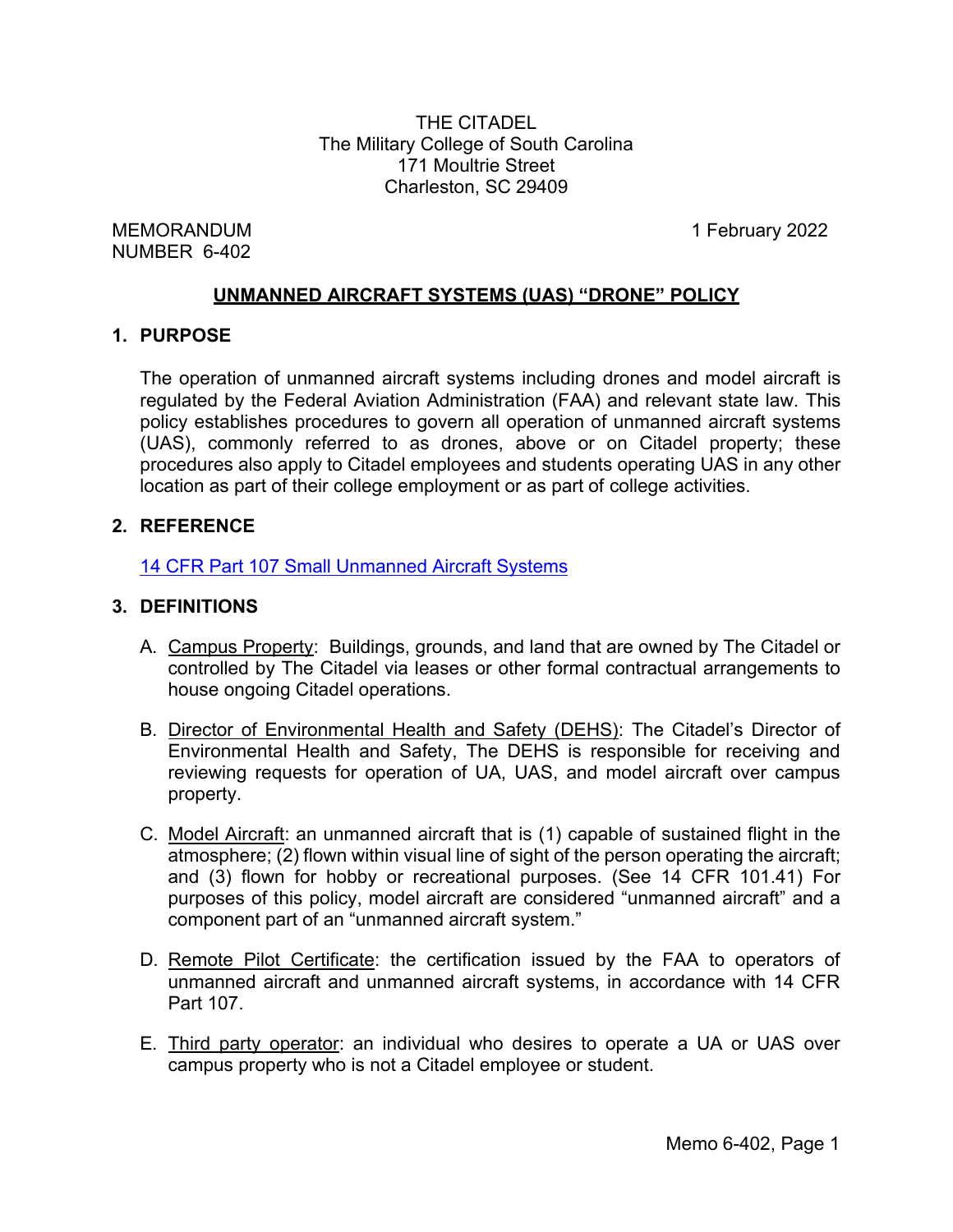THE CITADEL
The Military College of South Carolina
171 Moultrie Street
Charleston, SC 29409

MEMORANDUM
NUMBER 6-402

1 February 2022

# UNMANNED AIRCRAFT SYSTEMS (UAS) "DRONE" POLICY

## 1. PURPOSE

The operation of unmanned aircraft systems including drones and model aircraft is regulated by the Federal Aviation Administration (FAA) and relevant state law. This policy establishes procedures to govern all operation of unmanned aircraft systems (UAS), commonly referred to as drones, above or on Citadel property; these procedures also apply to Citadel employees and students operating UAS in any other location as part of their college employment or as part of college activities.

## 2. REFERENCE

[14 CFR Part 107 Small Unmanned Aircraft Systems]

## 3. DEFINITIONS

A. Campus Property: Buildings, grounds, and land that are owned by The Citadel or controlled by The Citadel via leases or other formal contractual arrangements to house ongoing Citadel operations.

B. Director of Environmental Health and Safety (DEHS): The Citadel's Director of Environmental Health and Safety, The DEHS is responsible for receiving and reviewing requests for operation of UA, UAS, and model aircraft over campus property.

C. Model Aircraft: an unmanned aircraft that is (1) capable of sustained flight in the atmosphere; (2) flown within visual line of sight of the person operating the aircraft; and (3) flown for hobby or recreational purposes. (See 14 CFR 101.41) For purposes of this policy, model aircraft are considered "unmanned aircraft" and a component part of an "unmanned aircraft system."

D. Remote Pilot Certificate: the certification issued by the FAA to operators of unmanned aircraft and unmanned aircraft systems, in accordance with 14 CFR Part 107.

E. Third party operator: an individual who desires to operate a UA or UAS over campus property who is not a Citadel employee or student.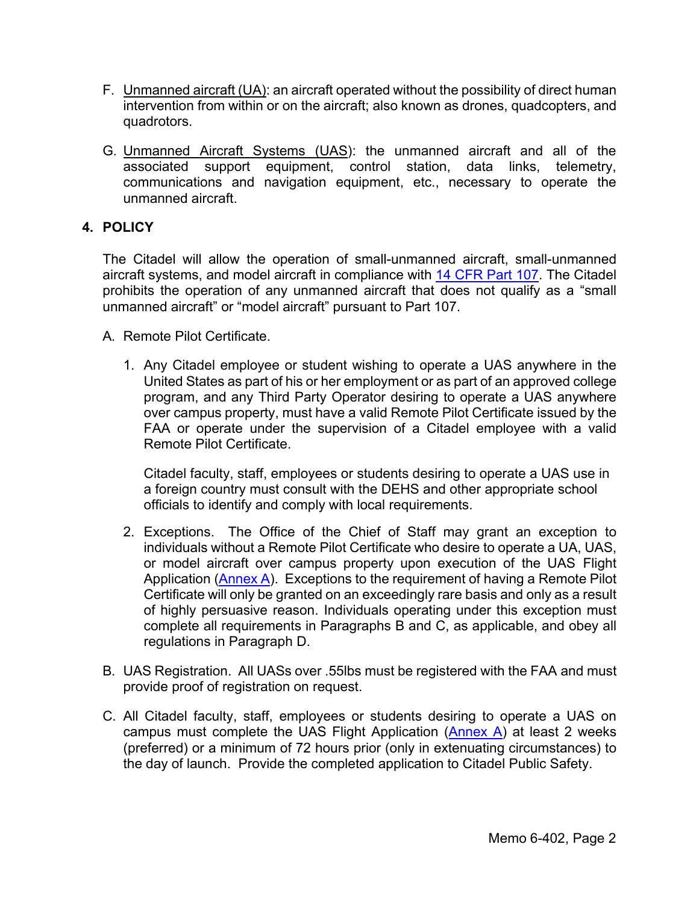F. Unmanned aircraft (UA): an aircraft operated without the possibility of direct human intervention from within or on the aircraft; also known as drones, quadcopters, and quadrotors.

G. Unmanned Aircraft Systems (UAS): the unmanned aircraft and all of the associated support equipment, control station, data links, telemetry, communications and navigation equipment, etc., necessary to operate the unmanned aircraft.

## 4. POLICY

The Citadel will allow the operation of small-unmanned aircraft, small-unmanned aircraft systems, and model aircraft in compliance with [14 CFR Part 107](). The Citadel prohibits the operation of any unmanned aircraft that does not qualify as a "small unmanned aircraft" or "model aircraft" pursuant to Part 107.

A. Remote Pilot Certificate.

1. Any Citadel employee or student wishing to operate a UAS anywhere in the United States as part of his or her employment or as part of an approved college program, and any Third Party Operator desiring to operate a UAS anywhere over campus property, must have a valid Remote Pilot Certificate issued by the FAA or operate under the supervision of a Citadel employee with a valid Remote Pilot Certificate.

   Citadel faculty, staff, employees or students desiring to operate a UAS use in a foreign country must consult with the DEHS and other appropriate school officials to identify and comply with local requirements.

2. Exceptions. The Office of the Chief of Staff may grant an exception to individuals without a Remote Pilot Certificate who desire to operate a UA, UAS, or model aircraft over campus property upon execution of the UAS Flight Application ([Annex A]()). Exceptions to the requirement of having a Remote Pilot Certificate will only be granted on an exceedingly rare basis and only as a result of highly persuasive reason. Individuals operating under this exception must complete all requirements in Paragraphs B and C, as applicable, and obey all regulations in Paragraph D.

B. UAS Registration. All UASs over .55lbs must be registered with the FAA and must provide proof of registration on request.

C. All Citadel faculty, staff, employees or students desiring to operate a UAS on campus must complete the UAS Flight Application ([Annex A]()) at least 2 weeks (preferred) or a minimum of 72 hours prior (only in extenuating circumstances) to the day of launch. Provide the completed application to Citadel Public Safety.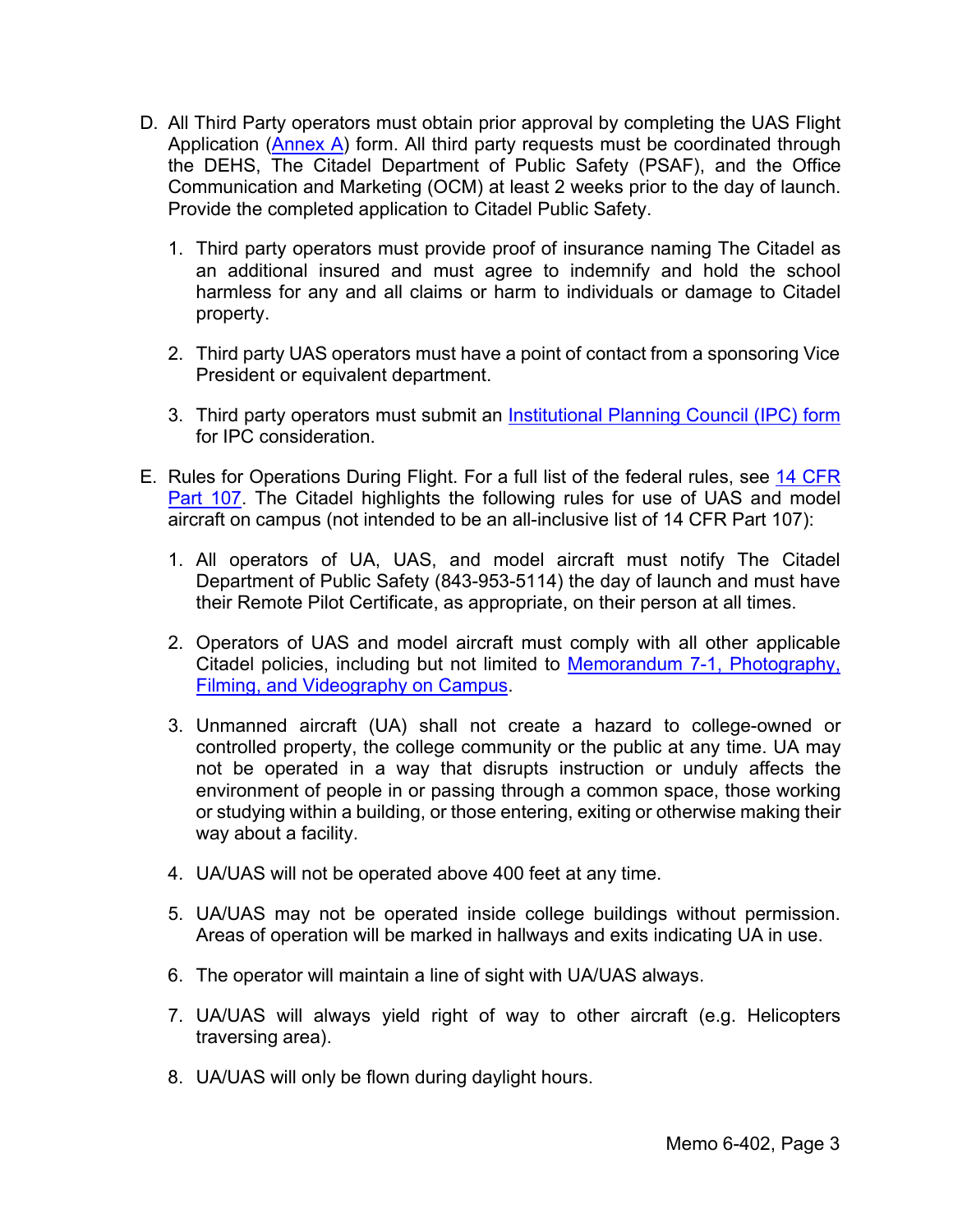D. All Third Party operators must obtain prior approval by completing the UAS Flight Application ([Annex A](#)) form. All third party requests must be coordinated through the DEHS, The Citadel Department of Public Safety (PSAF), and the Office Communication and Marketing (OCM) at least 2 weeks prior to the day of launch. Provide the completed application to Citadel Public Safety.

   1. Third party operators must provide proof of insurance naming The Citadel as an additional insured and must agree to indemnify and hold the school harmless for any and all claims or harm to individuals or damage to Citadel property.

   2. Third party UAS operators must have a point of contact from a sponsoring Vice President or equivalent department.

   3. Third party operators must submit an [Institutional Planning Council (IPC) form](#) for IPC consideration.

E. Rules for Operations During Flight. For a full list of the federal rules, see [14 CFR Part 107](#). The Citadel highlights the following rules for use of UAS and model aircraft on campus (not intended to be an all-inclusive list of 14 CFR Part 107):

   1. All operators of UA, UAS, and model aircraft must notify The Citadel Department of Public Safety (843-953-5114) the day of launch and must have their Remote Pilot Certificate, as appropriate, on their person at all times.

   2. Operators of UAS and model aircraft must comply with all other applicable Citadel policies, including but not limited to [Memorandum 7-1, Photography, Filming, and Videography on Campus](#).

   3. Unmanned aircraft (UA) shall not create a hazard to college-owned or controlled property, the college community or the public at any time. UA may not be operated in a way that disrupts instruction or unduly affects the environment of people in or passing through a common space, those working or studying within a building, or those entering, exiting or otherwise making their way about a facility.

   4. UA/UAS will not be operated above 400 feet at any time.

   5. UA/UAS may not be operated inside college buildings without permission. Areas of operation will be marked in hallways and exits indicating UA in use.

   6. The operator will maintain a line of sight with UA/UAS always.

   7. UA/UAS will always yield right of way to other aircraft (e.g. Helicopters traversing area).

   8. UA/UAS will only be flown during daylight hours.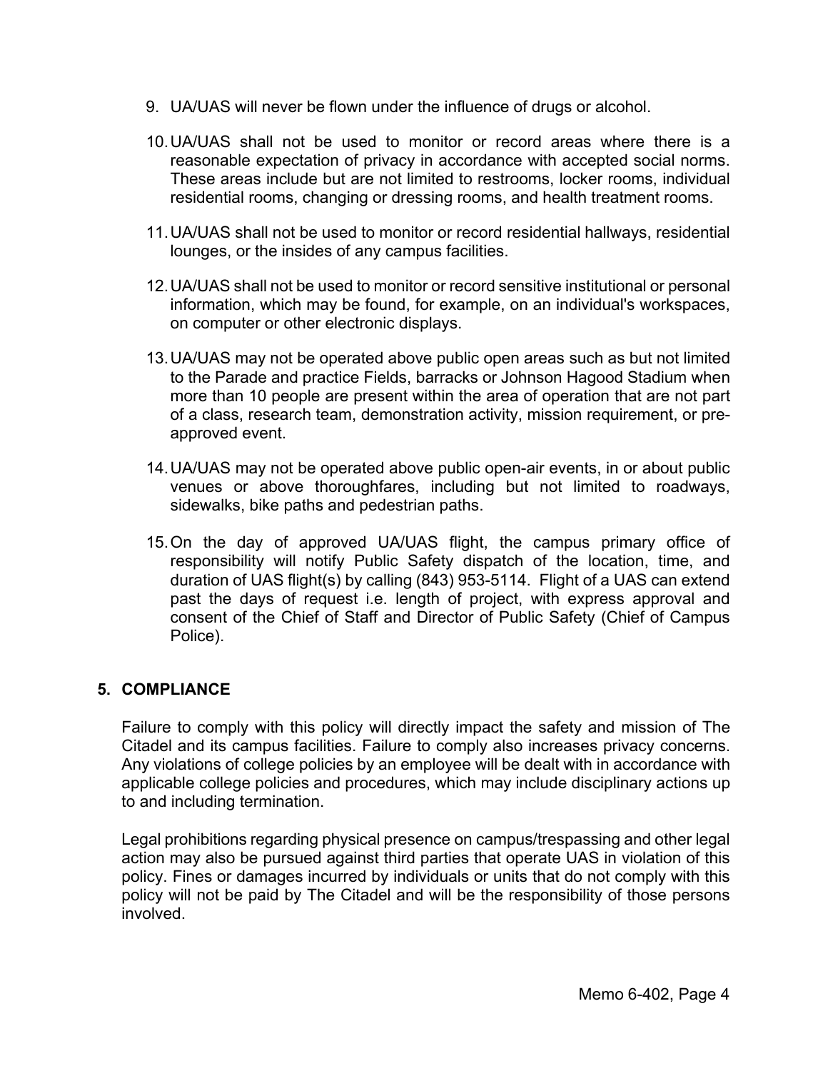9. UA/UAS will never be flown under the influence of drugs or alcohol.

10. UA/UAS shall not be used to monitor or record areas where there is a reasonable expectation of privacy in accordance with accepted social norms. These areas include but are not limited to restrooms, locker rooms, individual residential rooms, changing or dressing rooms, and health treatment rooms.

11. UA/UAS shall not be used to monitor or record residential hallways, residential lounges, or the insides of any campus facilities.

12. UA/UAS shall not be used to monitor or record sensitive institutional or personal information, which may be found, for example, on an individual's workspaces, on computer or other electronic displays.

13. UA/UAS may not be operated above public open areas such as but not limited to the Parade and practice Fields, barracks or Johnson Hagood Stadium when more than 10 people are present within the area of operation that are not part of a class, research team, demonstration activity, mission requirement, or pre-approved event.

14. UA/UAS may not be operated above public open-air events, in or about public venues or above thoroughfares, including but not limited to roadways, sidewalks, bike paths and pedestrian paths.

15. On the day of approved UA/UAS flight, the campus primary office of responsibility will notify Public Safety dispatch of the location, time, and duration of UAS flight(s) by calling (843) 953-5114. Flight of a UAS can extend past the days of request i.e. length of project, with express approval and consent of the Chief of Staff and Director of Public Safety (Chief of Campus Police).

## 5. COMPLIANCE

Failure to comply with this policy will directly impact the safety and mission of The Citadel and its campus facilities. Failure to comply also increases privacy concerns. Any violations of college policies by an employee will be dealt with in accordance with applicable college policies and procedures, which may include disciplinary actions up to and including termination.

Legal prohibitions regarding physical presence on campus/trespassing and other legal action may also be pursued against third parties that operate UAS in violation of this policy. Fines or damages incurred by individuals or units that do not comply with this policy will not be paid by The Citadel and will be the responsibility of those persons involved.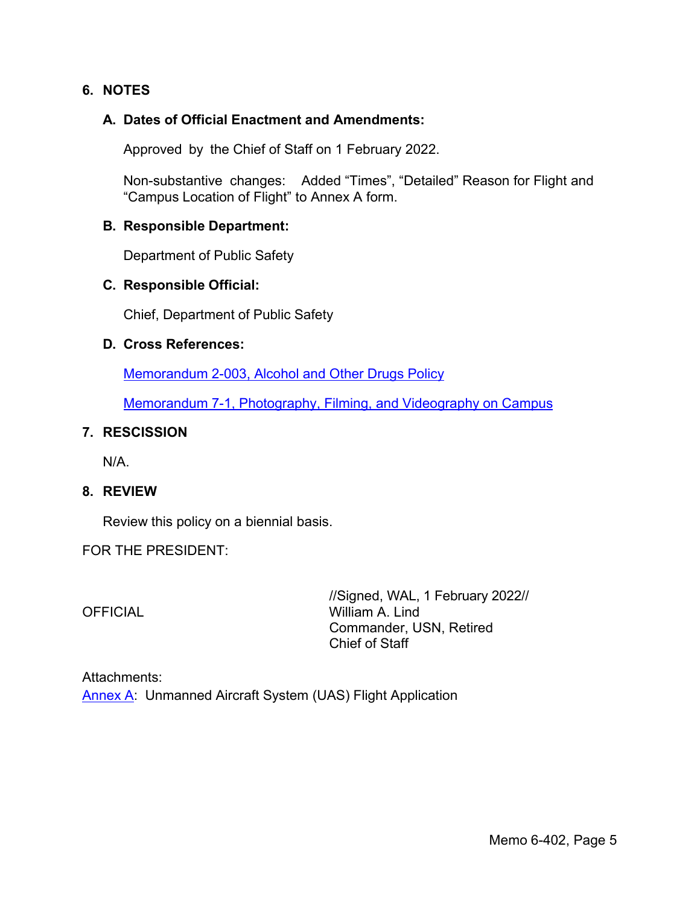## 6. NOTES

### A. Dates of Official Enactment and Amendments:

Approved by the Chief of Staff on 1 February 2022.

Non-substantive changes: Added “Times”, “Detailed” Reason for Flight and “Campus Location of Flight” to Annex A form.

### B. Responsible Department:

Department of Public Safety

### C. Responsible Official:

Chief, Department of Public Safety

### D. Cross References:

[Memorandum 2-003, Alcohol and Other Drugs Policy]

[Memorandum 7-1, Photography, Filming, and Videography on Campus]

## 7. RESCISSION

N/A.

## 8. REVIEW

Review this policy on a biennial basis.

FOR THE PRESIDENT:

OFFICIAL

//Signed, WAL, 1 February 2022//
William A. Lind
Commander, USN, Retired
Chief of Staff

Attachments:
[Annex A]: Unmanned Aircraft System (UAS) Flight Application